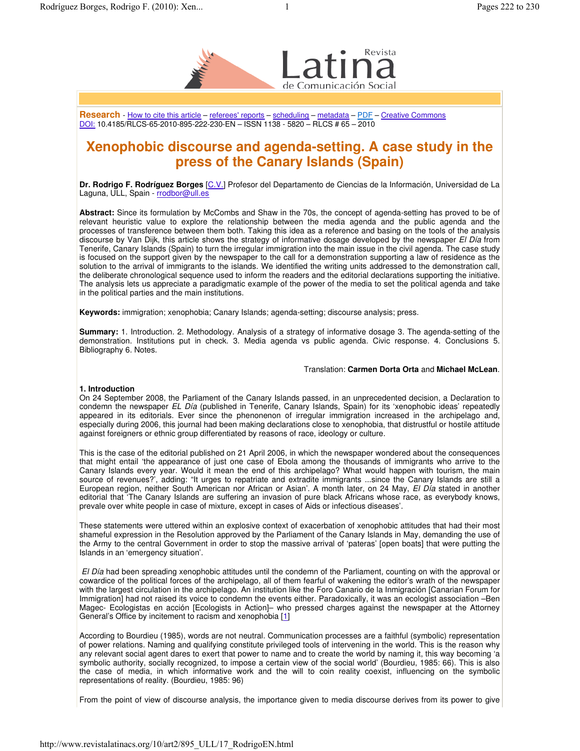**Research** - How to cite this article – referees' reports – scheduling – metadata – PDF – Creative Commons
DOI: 10.4185/RLCS-65-2010-895-222-230-EN – ISSN 1138 - 5820 – RLCS # 65 – 2010

# Xenophobic discourse and agenda-setting. A case study in the press of the Canary Islands (Spain)

**Dr. Rodrigo F. Rodríguez Borges** [C.V.] Profesor del Departamento de Ciencias de la Información, Universidad de La Laguna, ULL, Spain - rrodbor@ull.es

**Abstract:** Since its formulation by McCombs and Shaw in the 70s, the concept of agenda-setting has proved to be of relevant heuristic value to explore the relationship between the media agenda and the public agenda and the processes of transference between them both. Taking this idea as a reference and basing on the tools of the analysis discourse by Van Dijk, this article shows the strategy of informative dosage developed by the newspaper *El Día* from Tenerife, Canary Islands (Spain) to turn the irregular immigration into the main issue in the civil agenda. The case study is focused on the support given by the newspaper to the call for a demonstration supporting a law of residence as the solution to the arrival of immigrants to the islands. We identified the writing units addressed to the demonstration call, the deliberate chronological sequence used to inform the readers and the editorial declarations supporting the initiative. The analysis lets us appreciate a paradigmatic example of the power of the media to set the political agenda and take in the political parties and the main institutions.

**Keywords:** immigration; xenophobia; Canary Islands; agenda-setting; discourse analysis; press.

**Summary:** 1. Introduction. 2. Methodology. Analysis of a strategy of informative dosage 3. The agenda-setting of the demonstration. Institutions put in check. 3. Media agenda vs public agenda. Civic response. 4. Conclusions 5. Bibliography 6. Notes.

Translation: **Carmen Dorta Orta** and **Michael McLean**.

### 1. Introduction

On 24 September 2008, the Parliament of the Canary Islands passed, in an unprecedented decision, a Declaration to condemn the newspaper *EL Día* (published in Tenerife, Canary Islands, Spain) for its 'xenophobic ideas' repeatedly appeared in its editorials. Ever since the phenonenon of irregular immigration increased in the archipelago and, especially during 2006, this journal had been making declarations close to xenophobia, that distrustful or hostile attitude against foreigners or ethnic group differentiated by reasons of race, ideology or culture.

This is the case of the editorial published on 21 April 2006, in which the newspaper wondered about the consequences that might entail 'the appearance of just one case of Ebola among the thousands of immigrants who arrive to the Canary Islands every year. Would it mean the end of this archipelago? What would happen with tourism, the main source of revenues?', adding: "It urges to repatriate and extradite immigrants ...since the Canary Islands are still a European region, neither South American nor African or Asian'. A month later, on 24 May, *El Día* stated in another editorial that 'The Canary Islands are suffering an invasion of pure black Africans whose race, as everybody knows, prevale over white people in case of mixture, except in cases of Aids or infectious diseases'.

These statements were uttered within an explosive context of exacerbation of xenophobic attitudes that had their most shameful expression in the Resolution approved by the Parliament of the Canary Islands in May, demanding the use of the Army to the central Government in order to stop the massive arrival of 'pateras' [open boats] that were putting the Islands in an 'emergency situation'.

*El Día* had been spreading xenophobic attitudes until the condemn of the Parliament, counting on with the approval or cowardice of the political forces of the archipelago, all of them fearful of wakening the editor's wrath of the newspaper with the largest circulation in the archipelago. An institution like the Foro Canario de la Inmigración [Canarian Forum for Immigration] had not raised its voice to condemn the events either. Paradoxically, it was an ecologist association –Ben Magec- Ecologistas en acción [Ecologists in Action]– who pressed charges against the newspaper at the Attorney General's Office by incitement to racism and xenophobia [1]

According to Bourdieu (1985), words are not neutral. Communication processes are a faithful (symbolic) representation of power relations. Naming and qualifying constitute privileged tools of intervening in the world. This is the reason why any relevant social agent dares to exert that power to name and to create the world by naming it, this way becoming 'a symbolic authority, socially recognized, to impose a certain vision of the social world' (Bourdieu, 1985: 66). This is also the case of media, in which informative work and the will to coin reality coexist, influencing on the symbolic representations of reality. (Bourdieu, 1985: 96)

From the point of view of discourse analysis, the importance given to media discourse derives from its power to give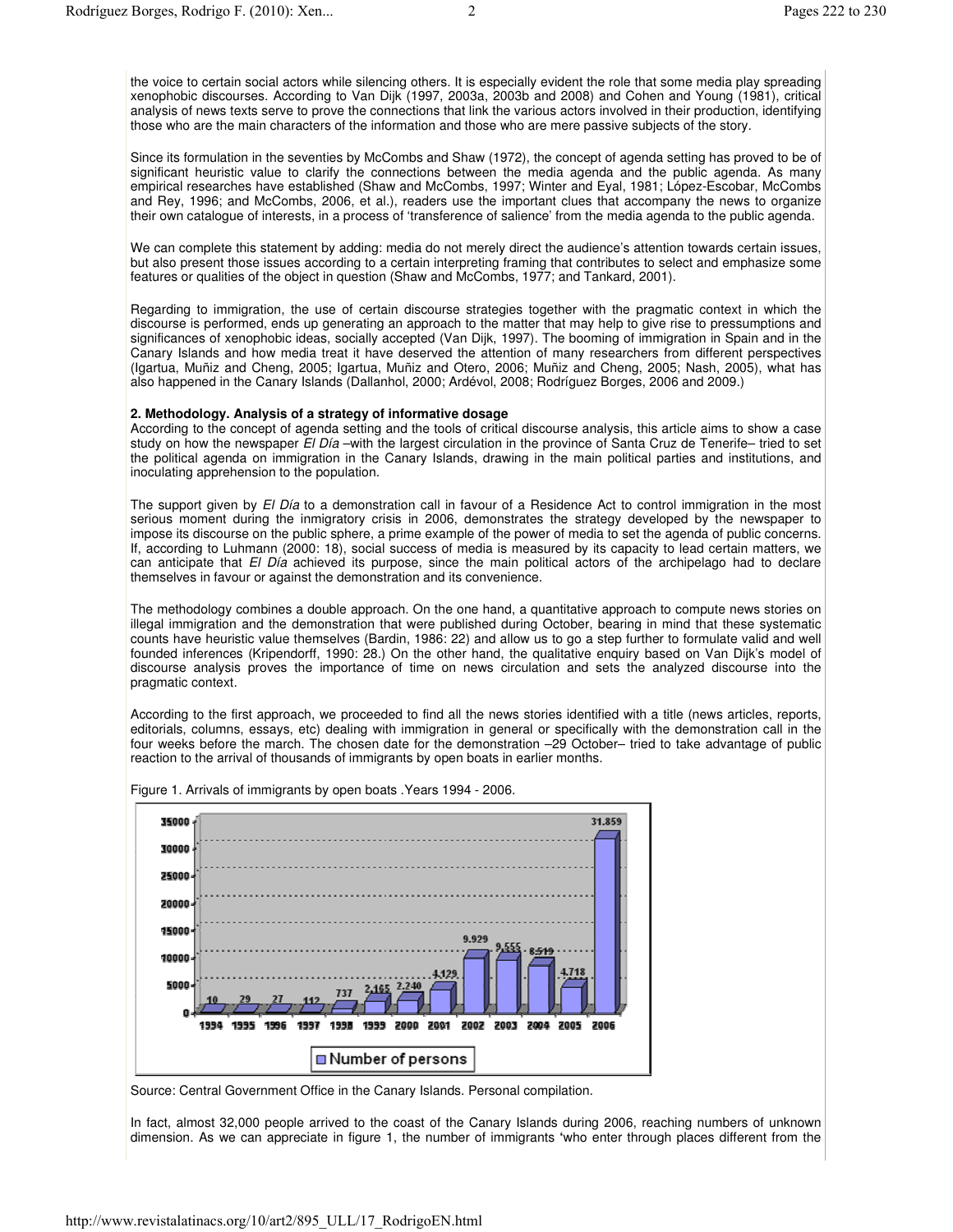the voice to certain social actors while silencing others. It is especially evident the role that some media play spreading xenophobic discourses. According to Van Dijk (1997, 2003a, 2003b and 2008) and Cohen and Young (1981), critical analysis of news texts serve to prove the connections that link the various actors involved in their production, identifying those who are the main characters of the information and those who are mere passive subjects of the story.

Since its formulation in the seventies by McCombs and Shaw (1972), the concept of agenda setting has proved to be of significant heuristic value to clarify the connections between the media agenda and the public agenda. As many empirical researches have established (Shaw and McCombs, 1997; Winter and Eyal, 1981; López-Escobar, McCombs and Rey, 1996; and McCombs, 2006, et al.), readers use the important clues that accompany the news to organize their own catalogue of interests, in a process of 'transference of salience' from the media agenda to the public agenda.

We can complete this statement by adding: media do not merely direct the audience's attention towards certain issues, but also present those issues according to a certain interpreting framing that contributes to select and emphasize some features or qualities of the object in question (Shaw and McCombs, 1977; and Tankard, 2001).

Regarding to immigration, the use of certain discourse strategies together with the pragmatic context in which the discourse is performed, ends up generating an approach to the matter that may help to give rise to pressumptions and significances of xenophobic ideas, socially accepted (Van Dijk, 1997). The booming of immigration in Spain and in the Canary Islands and how media treat it have deserved the attention of many researchers from different perspectives (Igartua, Muñiz and Cheng, 2005; Igartua, Muñiz and Otero, 2006; Muñiz and Cheng, 2005; Nash, 2005), what has also happened in the Canary Islands (Dallanhol, 2000; Ardévol, 2008; Rodríguez Borges, 2006 and 2009.)

**2. Methodology. Analysis of a strategy of informative dosage**

According to the concept of agenda setting and the tools of critical discourse analysis, this article aims to show a case study on how the newspaper *El Día* –with the largest circulation in the province of Santa Cruz de Tenerife– tried to set the political agenda on immigration in the Canary Islands, drawing in the main political parties and institutions, and inoculating apprehension to the population.

The support given by *El Día* to a demonstration call in favour of a Residence Act to control immigration in the most serious moment during the inmigratory crisis in 2006, demonstrates the strategy developed by the newspaper to impose its discourse on the public sphere, a prime example of the power of media to set the agenda of public concerns. If, according to Luhmann (2000: 18), social success of media is measured by its capacity to lead certain matters, we can anticipate that *El Día* achieved its purpose, since the main political actors of the archipelago had to declare themselves in favour or against the demonstration and its convenience.

The methodology combines a double approach. On the one hand, a quantitative approach to compute news stories on illegal immigration and the demonstration that were published during October, bearing in mind that these systematic counts have heuristic value themselves (Bardin, 1986: 22) and allow us to go a step further to formulate valid and well founded inferences (Kripendorff, 1990: 28.) On the other hand, the qualitative enquiry based on Van Dijk's model of discourse analysis proves the importance of time on news circulation and sets the analyzed discourse into the pragmatic context.

According to the first approach, we proceeded to find all the news stories identified with a title (news articles, reports, editorials, columns, essays, etc) dealing with immigration in general or specifically with the demonstration call in the four weeks before the march. The chosen date for the demonstration –29 October– tried to take advantage of public reaction to the arrival of thousands of immigrants by open boats in earlier months.

Figure 1. Arrivals of immigrants by open boats .Years 1994 - 2006.

| Year | Number of persons |
|---|---|
| 1994 | 10 |
| 1995 | 29 |
| 1996 | 27 |
| 1997 | 112 |
| 1998 | 737 |
| 1999 | 2.165 |
| 2000 | 2.240 |
| 2001 | 4.129 |
| 2002 | 9.929 |
| 2003 | 9.555 |
| 2004 | 8.519 |
| 2005 | 4.718 |
| 2006 | 31.859 |

Source: Central Government Office in the Canary Islands. Personal compilation.

In fact, almost 32,000 people arrived to the coast of the Canary Islands during 2006, reaching numbers of unknown dimension. As we can appreciate in figure 1, the number of immigrants 'who enter through places different from the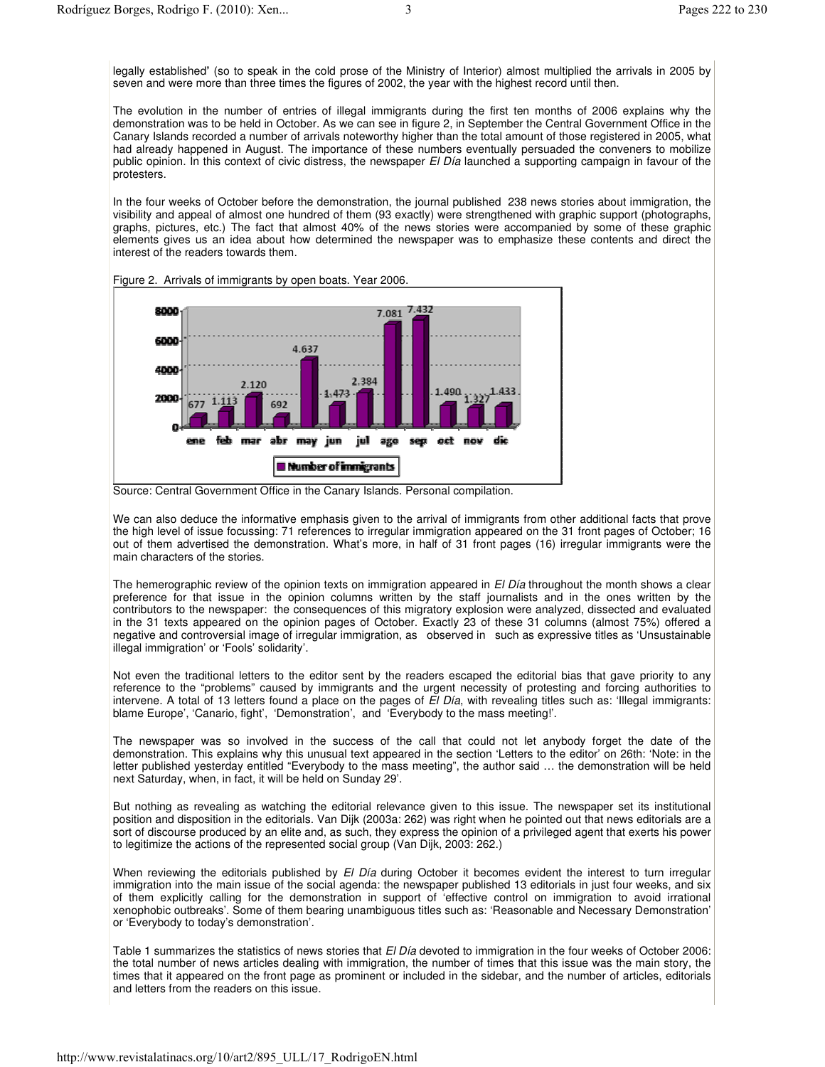legally established' (so to speak in the cold prose of the Ministry of Interior) almost multiplied the arrivals in 2005 by seven and were more than three times the figures of 2002, the year with the highest record until then.

The evolution in the number of entries of illegal immigrants during the first ten months of 2006 explains why the demonstration was to be held in October. As we can see in figure 2, in September the Central Government Office in the Canary Islands recorded a number of arrivals noteworthy higher than the total amount of those registered in 2005, what had already happened in August. The importance of these numbers eventually persuaded the conveners to mobilize public opinion. In this context of civic distress, the newspaper *El Día* launched a supporting campaign in favour of the protesters.

In the four weeks of October before the demonstration, the journal published 238 news stories about immigration, the visibility and appeal of almost one hundred of them (93 exactly) were strengthened with graphic support (photographs, graphs, pictures, etc.) The fact that almost 40% of the news stories were accompanied by some of these graphic elements gives us an idea about how determined the newspaper was to emphasize these contents and direct the interest of the readers towards them.

Figure 2. Arrivals of immigrants by open boats. Year 2006.

| Month | Number of immigrants |
|---|---|
| ene | 677 |
| feb | 1.113 |
| mar | 2.120 |
| abr | 692 |
| may | 4.637 |
| jun | 1.473 |
| jul | 2.384 |
| ago | 7.081 |
| sep | 7.432 |
| oct | 1.490 |
| nov | 1.327 |
| dic | 1.433 |

Source: Central Government Office in the Canary Islands. Personal compilation.

We can also deduce the informative emphasis given to the arrival of immigrants from other additional facts that prove the high level of issue focussing: 71 references to irregular immigration appeared on the 31 front pages of October; 16 out of them advertised the demonstration. What's more, in half of 31 front pages (16) irregular immigrants were the main characters of the stories.

The hemerographic review of the opinion texts on immigration appeared in *El Día* throughout the month shows a clear preference for that issue in the opinion columns written by the staff journalists and in the ones written by the contributors to the newspaper: the consequences of this migratory explosion were analyzed, dissected and evaluated in the 31 texts appeared on the opinion pages of October. Exactly 23 of these 31 columns (almost 75%) offered a negative and controversial image of irregular immigration, as observed in such as expressive titles as 'Unsustainable illegal immigration' or 'Fools' solidarity'.

Not even the traditional letters to the editor sent by the readers escaped the editorial bias that gave priority to any reference to the "problems" caused by immigrants and the urgent necessity of protesting and forcing authorities to intervene. A total of 13 letters found a place on the pages of *El Día*, with revealing titles such as: 'Illegal immigrants: blame Europe', 'Canario, fight', 'Demonstration', and 'Everybody to the mass meeting!'.

The newspaper was so involved in the success of the call that could not let anybody forget the date of the demonstration. This explains why this unusual text appeared in the section 'Letters to the editor' on 26th: 'Note: in the letter published yesterday entitled "Everybody to the mass meeting", the author said … the demonstration will be held next Saturday, when, in fact, it will be held on Sunday 29'.

But nothing as revealing as watching the editorial relevance given to this issue. The newspaper set its institutional position and disposition in the editorials. Van Dijk (2003a: 262) was right when he pointed out that news editorials are a sort of discourse produced by an elite and, as such, they express the opinion of a privileged agent that exerts his power to legitimize the actions of the represented social group (Van Dijk, 2003: 262.)

When reviewing the editorials published by *El Día* during October it becomes evident the interest to turn irregular immigration into the main issue of the social agenda: the newspaper published 13 editorials in just four weeks, and six of them explicitly calling for the demonstration in support of 'effective control on immigration to avoid irrational xenophobic outbreaks'. Some of them bearing unambiguous titles such as: 'Reasonable and Necessary Demonstration' or 'Everybody to today's demonstration'.

Table 1 summarizes the statistics of news stories that *El Día* devoted to immigration in the four weeks of October 2006: the total number of news articles dealing with immigration, the number of times that this issue was the main story, the times that it appeared on the front page as prominent or included in the sidebar, and the number of articles, editorials and letters from the readers on this issue.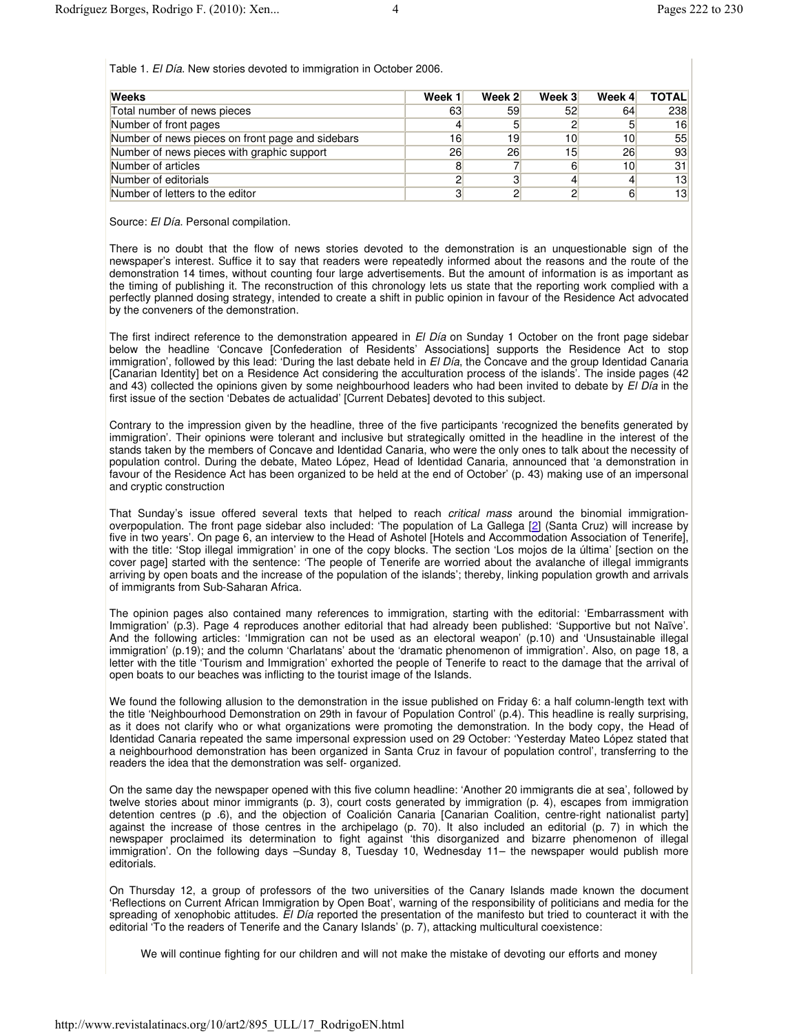Table 1. *El Día*. New stories devoted to immigration in October 2006.

| Weeks | Week 1 | Week 2 | Week 3 | Week 4 | TOTAL |
|---|---|---|---|---|---|
| Total number of news pieces | 63 | 59 | 52 | 64 | 238 |
| Number of front pages | 4 | 5 | 2 | 5 | 16 |
| Number of news pieces on front page and sidebars | 16 | 19 | 10 | 10 | 55 |
| Number of news pieces with graphic support | 26 | 26 | 15 | 26 | 93 |
| Number of articles | 8 | 7 | 6 | 10 | 31 |
| Number of editorials | 2 | 3 | 4 | 4 | 13 |
| Number of letters to the editor | 3 | 2 | 2 | 6 | 13 |

Source: *El Día*. Personal compilation.

There is no doubt that the flow of news stories devoted to the demonstration is an unquestionable sign of the newspaper's interest. Suffice it to say that readers were repeatedly informed about the reasons and the route of the demonstration 14 times, without counting four large advertisements. But the amount of information is as important as the timing of publishing it. The reconstruction of this chronology lets us state that the reporting work complied with a perfectly planned dosing strategy, intended to create a shift in public opinion in favour of the Residence Act advocated by the conveners of the demonstration.

The first indirect reference to the demonstration appeared in *El Día* on Sunday 1 October on the front page sidebar below the headline 'Concave [Confederation of Residents' Associations] supports the Residence Act to stop immigration', followed by this lead: 'During the last debate held in *El Día*, the Concave and the group Identidad Canaria [Canarian Identity] bet on a Residence Act considering the acculturation process of the islands'. The inside pages (42 and 43) collected the opinions given by some neighbourhood leaders who had been invited to debate by *El Día* in the first issue of the section 'Debates de actualidad' [Current Debates] devoted to this subject.

Contrary to the impression given by the headline, three of the five participants 'recognized the benefits generated by immigration'. Their opinions were tolerant and inclusive but strategically omitted in the headline in the interest of the stands taken by the members of Concave and Identidad Canaria, who were the only ones to talk about the necessity of population control. During the debate, Mateo López, Head of Identidad Canaria, announced that 'a demonstration in favour of the Residence Act has been organized to be held at the end of October' (p. 43) making use of an impersonal and cryptic construction

That Sunday's issue offered several texts that helped to reach *critical mass* around the binomial immigration-overpopulation. The front page sidebar also included: 'The population of La Gallega [2] (Santa Cruz) will increase by five in two years'. On page 6, an interview to the Head of Ashotel [Hotels and Accommodation Association of Tenerife], with the title: 'Stop illegal immigration' in one of the copy blocks. The section 'Los mojos de la última' [section on the cover page] started with the sentence: 'The people of Tenerife are worried about the avalanche of illegal immigrants arriving by open boats and the increase of the population of the islands'; thereby, linking population growth and arrivals of immigrants from Sub-Saharan Africa.

The opinion pages also contained many references to immigration, starting with the editorial: 'Embarrassment with Immigration' (p.3). Page 4 reproduces another editorial that had already been published: 'Supportive but not Naïve'. And the following articles: 'Immigration can not be used as an electoral weapon' (p.10) and 'Unsustainable illegal immigration' (p.19); and the column 'Charlatans' about the 'dramatic phenomenon of immigration'. Also, on page 18, a letter with the title 'Tourism and Immigration' exhorted the people of Tenerife to react to the damage that the arrival of open boats to our beaches was inflicting to the tourist image of the Islands.

We found the following allusion to the demonstration in the issue published on Friday 6: a half column-length text with the title 'Neighbourhood Demonstration on 29th in favour of Population Control' (p.4). This headline is really surprising, as it does not clarify who or what organizations were promoting the demonstration. In the body copy, the Head of Identidad Canaria repeated the same impersonal expression used on 29 October: 'Yesterday Mateo López stated that a neighbourhood demonstration has been organized in Santa Cruz in favour of population control', transferring to the readers the idea that the demonstration was self- organized.

On the same day the newspaper opened with this five column headline: 'Another 20 immigrants die at sea', followed by twelve stories about minor immigrants (p. 3), court costs generated by immigration (p. 4), escapes from immigration detention centres (p .6), and the objection of Coalición Canaria [Canarian Coalition, centre-right nationalist party] against the increase of those centres in the archipelago (p. 70). It also included an editorial (p. 7) in which the newspaper proclaimed its determination to fight against 'this disorganized and bizarre phenomenon of illegal immigration'. On the following days –Sunday 8, Tuesday 10, Wednesday 11– the newspaper would publish more editorials.

On Thursday 12, a group of professors of the two universities of the Canary Islands made known the document 'Reflections on Current African Immigration by Open Boat', warning of the responsibility of politicians and media for the spreading of xenophobic attitudes. *El Día* reported the presentation of the manifesto but tried to counteract it with the editorial 'To the readers of Tenerife and the Canary Islands' (p. 7), attacking multicultural coexistence:

> We will continue fighting for our children and will not make the mistake of devoting our efforts and money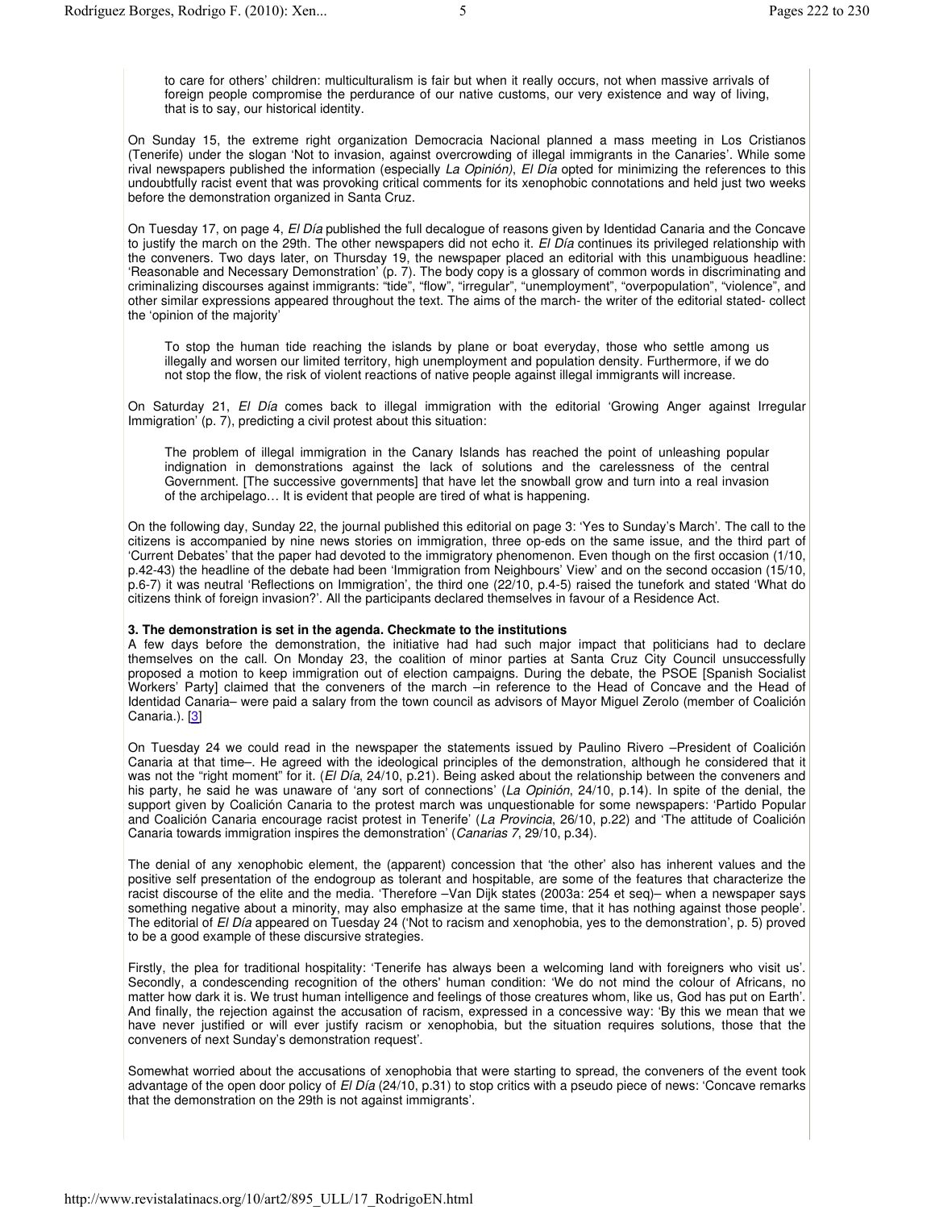to care for others' children: multiculturalism is fair but when it really occurs, not when massive arrivals of foreign people compromise the perdurance of our native customs, our very existence and way of living, that is to say, our historical identity.

On Sunday 15, the extreme right organization Democracia Nacional planned a mass meeting in Los Cristianos (Tenerife) under the slogan 'Not to invasion, against overcrowding of illegal immigrants in the Canaries'. While some rival newspapers published the information (especially *La Opinión)*, *El Día* opted for minimizing the references to this undoubtfully racist event that was provoking critical comments for its xenophobic connotations and held just two weeks before the demonstration organized in Santa Cruz.

On Tuesday 17, on page 4, *El Día* published the full decalogue of reasons given by Identidad Canaria and the Concave to justify the march on the 29th. The other newspapers did not echo it. *El Día* continues its privileged relationship with the conveners. Two days later, on Thursday 19, the newspaper placed an editorial with this unambiguous headline: 'Reasonable and Necessary Demonstration' (p. 7). The body copy is a glossary of common words in discriminating and criminalizing discourses against immigrants: "tide", "flow", "irregular", "unemployment", "overpopulation", "violence", and other similar expressions appeared throughout the text. The aims of the march- the writer of the editorial stated- collect the 'opinion of the majority'

> To stop the human tide reaching the islands by plane or boat everyday, those who settle among us illegally and worsen our limited territory, high unemployment and population density. Furthermore, if we do not stop the flow, the risk of violent reactions of native people against illegal immigrants will increase.

On Saturday 21, *El Día* comes back to illegal immigration with the editorial 'Growing Anger against Irregular Immigration' (p. 7), predicting a civil protest about this situation:

> The problem of illegal immigration in the Canary Islands has reached the point of unleashing popular indignation in demonstrations against the lack of solutions and the carelessness of the central Government. [The successive governments] that have let the snowball grow and turn into a real invasion of the archipelago… It is evident that people are tired of what is happening.

On the following day, Sunday 22, the journal published this editorial on page 3: 'Yes to Sunday's March'. The call to the citizens is accompanied by nine news stories on immigration, three op-eds on the same issue, and the third part of 'Current Debates' that the paper had devoted to the immigratory phenomenon. Even though on the first occasion (1/10, p.42-43) the headline of the debate had been 'Immigration from Neighbours' View' and on the second occasion (15/10, p.6-7) it was neutral 'Reflections on Immigration', the third one (22/10, p.4-5) raised the tunefork and stated 'What do citizens think of foreign invasion?'. All the participants declared themselves in favour of a Residence Act.

### 3. The demonstration is set in the agenda. Checkmate to the institutions

A few days before the demonstration, the initiative had had such major impact that politicians had to declare themselves on the call. On Monday 23, the coalition of minor parties at Santa Cruz City Council unsuccessfully proposed a motion to keep immigration out of election campaigns. During the debate, the PSOE [Spanish Socialist Workers' Party] claimed that the conveners of the march –in reference to the Head of Concave and the Head of Identidad Canaria– were paid a salary from the town council as advisors of Mayor Miguel Zerolo (member of Coalición Canaria.). [3]

On Tuesday 24 we could read in the newspaper the statements issued by Paulino Rivero –President of Coalición Canaria at that time–. He agreed with the ideological principles of the demonstration, although he considered that it was not the "right moment" for it. (*El Día*, 24/10, p.21). Being asked about the relationship between the conveners and his party, he said he was unaware of 'any sort of connections' (*La Opinión*, 24/10, p.14). In spite of the denial, the support given by Coalición Canaria to the protest march was unquestionable for some newspapers: 'Partido Popular and Coalición Canaria encourage racist protest in Tenerife' (*La Provincia*, 26/10, p.22) and 'The attitude of Coalición Canaria towards immigration inspires the demonstration' (*Canarias 7*, 29/10, p.34).

The denial of any xenophobic element, the (apparent) concession that 'the other' also has inherent values and the positive self presentation of the endogroup as tolerant and hospitable, are some of the features that characterize the racist discourse of the elite and the media. 'Therefore –Van Dijk states (2003a: 254 et seq)– when a newspaper says something negative about a minority, may also emphasize at the same time, that it has nothing against those people'. The editorial of *El Día* appeared on Tuesday 24 ('Not to racism and xenophobia, yes to the demonstration', p. 5) proved to be a good example of these discursive strategies.

Firstly, the plea for traditional hospitality: 'Tenerife has always been a welcoming land with foreigners who visit us'. Secondly, a condescending recognition of the others' human condition: 'We do not mind the colour of Africans, no matter how dark it is. We trust human intelligence and feelings of those creatures whom, like us, God has put on Earth'. And finally, the rejection against the accusation of racism, expressed in a concessive way: 'By this we mean that we have never justified or will ever justify racism or xenophobia, but the situation requires solutions, those that the conveners of next Sunday's demonstration request'.

Somewhat worried about the accusations of xenophobia that were starting to spread, the conveners of the event took advantage of the open door policy of *El Día* (24/10, p.31) to stop critics with a pseudo piece of news: 'Concave remarks that the demonstration on the 29th is not against immigrants'.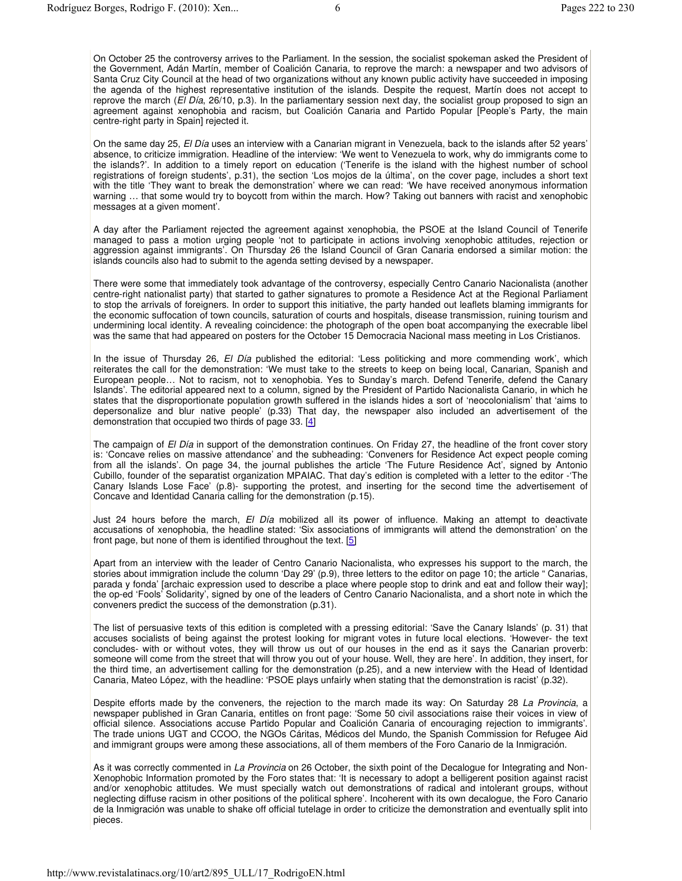On October 25 the controversy arrives to the Parliament. In the session, the socialist spokeman asked the President of the Government, Adán Martín, member of Coalición Canaria, to reprove the march: a newspaper and two advisors of Santa Cruz City Council at the head of two organizations without any known public activity have succeeded in imposing the agenda of the highest representative institution of the islands. Despite the request, Martín does not accept to reprove the march (*El Día*, 26/10, p.3). In the parliamentary session next day, the socialist group proposed to sign an agreement against xenophobia and racism, but Coalición Canaria and Partido Popular [People's Party, the main centre-right party in Spain] rejected it.

On the same day 25, *El Día* uses an interview with a Canarian migrant in Venezuela, back to the islands after 52 years' absence, to criticize immigration. Headline of the interview: 'We went to Venezuela to work, why do immigrants come to the islands?'. In addition to a timely report on education ('Tenerife is the island with the highest number of school registrations of foreign students', p.31), the section 'Los mojos de la última', on the cover page, includes a short text with the title 'They want to break the demonstration' where we can read: 'We have received anonymous information warning … that some would try to boycott from within the march. How? Taking out banners with racist and xenophobic messages at a given moment'.

A day after the Parliament rejected the agreement against xenophobia, the PSOE at the Island Council of Tenerife managed to pass a motion urging people 'not to participate in actions involving xenophobic attitudes, rejection or aggression against immigrants'. On Thursday 26 the Island Council of Gran Canaria endorsed a similar motion: the islands councils also had to submit to the agenda setting devised by a newspaper.

There were some that immediately took advantage of the controversy, especially Centro Canario Nacionalista (another centre-right nationalist party) that started to gather signatures to promote a Residence Act at the Regional Parliament to stop the arrivals of foreigners. In order to support this initiative, the party handed out leaflets blaming immigrants for the economic suffocation of town councils, saturation of courts and hospitals, disease transmission, ruining tourism and undermining local identity. A revealing coincidence: the photograph of the open boat accompanying the execrable libel was the same that had appeared on posters for the October 15 Democracia Nacional mass meeting in Los Cristianos.

In the issue of Thursday 26, *El Día* published the editorial: 'Less politicking and more commending work', which reiterates the call for the demonstration: 'We must take to the streets to keep on being local, Canarian, Spanish and European people… Not to racism, not to xenophobia. Yes to Sunday's march. Defend Tenerife, defend the Canary Islands'. The editorial appeared next to a column, signed by the President of Partido Nacionalista Canario, in which he states that the disproportionate population growth suffered in the islands hides a sort of 'neocolonialism' that 'aims to depersonalize and blur native people' (p.33) That day, the newspaper also included an advertisement of the demonstration that occupied two thirds of page 33. [4]

The campaign of *El Día* in support of the demonstration continues. On Friday 27, the headline of the front cover story is: 'Concave relies on massive attendance' and the subheading: 'Conveners for Residence Act expect people coming from all the islands'. On page 34, the journal publishes the article 'The Future Residence Act', signed by Antonio Cubillo, founder of the separatist organization MPAIAC. That day's edition is completed with a letter to the editor -'The Canary Islands Lose Face' (p.8)- supporting the protest, and inserting for the second time the advertisement of Concave and Identidad Canaria calling for the demonstration (p.15).

Just 24 hours before the march, *El Día* mobilized all its power of influence. Making an attempt to deactivate accusations of xenophobia, the headline stated: 'Six associations of immigrants will attend the demonstration' on the front page, but none of them is identified throughout the text. [5]

Apart from an interview with the leader of Centro Canario Nacionalista, who expresses his support to the march, the stories about immigration include the column 'Day 29' (p.9), three letters to the editor on page 10; the article " Canarias, parada y fonda' [archaic expression used to describe a place where people stop to drink and eat and follow their way]; the op-ed 'Fools' Solidarity', signed by one of the leaders of Centro Canario Nacionalista, and a short note in which the conveners predict the success of the demonstration (p.31).

The list of persuasive texts of this edition is completed with a pressing editorial: 'Save the Canary Islands' (p. 31) that accuses socialists of being against the protest looking for migrant votes in future local elections. 'However- the text concludes- with or without votes, they will throw us out of our houses in the end as it says the Canarian proverb: someone will come from the street that will throw you out of your house. Well, they are here'. In addition, they insert, for the third time, an advertisement calling for the demonstration (p.25), and a new interview with the Head of Identidad Canaria, Mateo López, with the headline: 'PSOE plays unfairly when stating that the demonstration is racist' (p.32).

Despite efforts made by the conveners, the rejection to the march made its way: On Saturday 28 *La Provincia*, a newspaper published in Gran Canaria, entitles on front page: 'Some 50 civil associations raise their voices in view of official silence. Associations accuse Partido Popular and Coalición Canaria of encouraging rejection to immigrants'. The trade unions UGT and CCOO, the NGOs Cáritas, Médicos del Mundo, the Spanish Commission for Refugee Aid and immigrant groups were among these associations, all of them members of the Foro Canario de la Inmigración.

As it was correctly commented in *La Provincia* on 26 October, the sixth point of the Decalogue for Integrating and Non-Xenophobic Information promoted by the Foro states that: 'It is necessary to adopt a belligerent position against racist and/or xenophobic attitudes. We must specially watch out demonstrations of radical and intolerant groups, without neglecting diffuse racism in other positions of the political sphere'. Incoherent with its own decalogue, the Foro Canario de la Inmigración was unable to shake off official tutelage in order to criticize the demonstration and eventually split into pieces.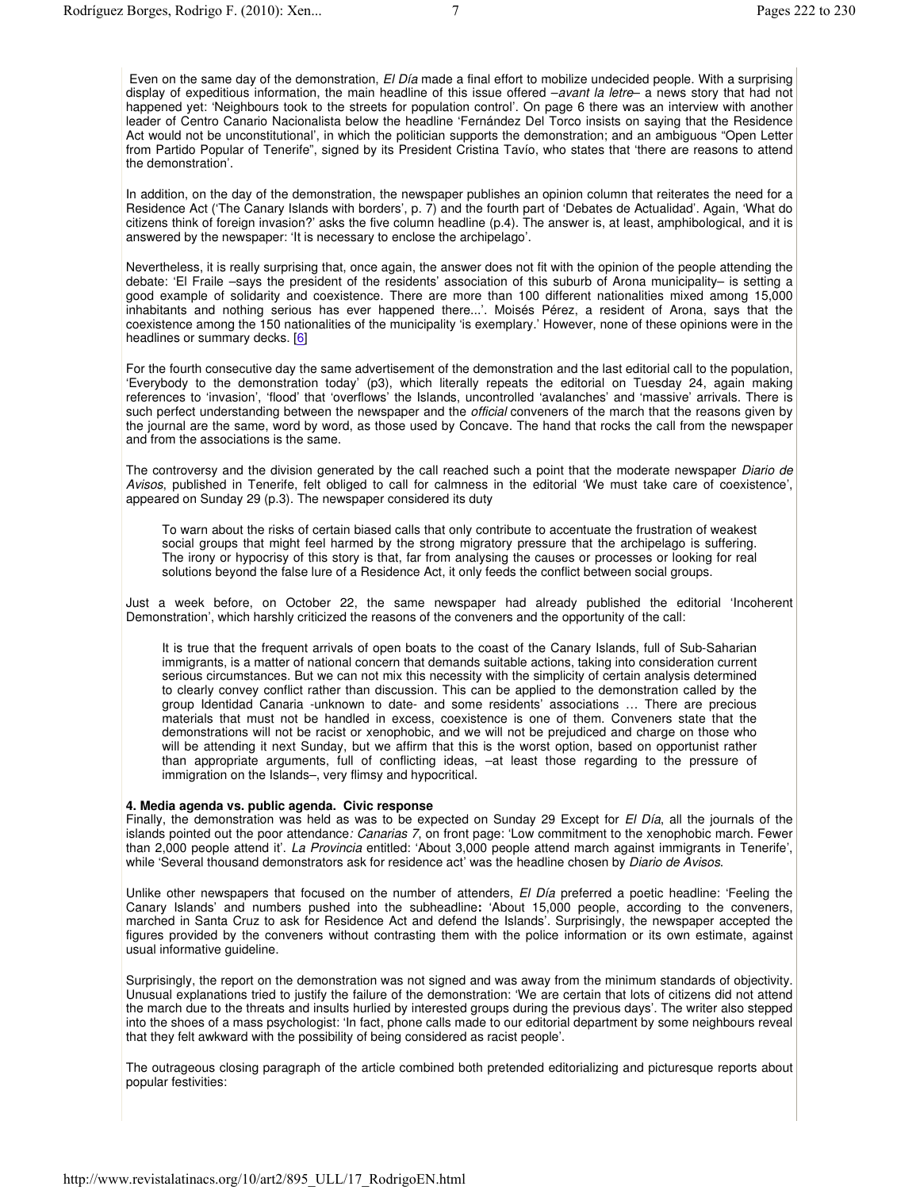Even on the same day of the demonstration, *El Día* made a final effort to mobilize undecided people. With a surprising display of expeditious information, the main headline of this issue offered –*avant la letre*– a news story that had not happened yet: 'Neighbours took to the streets for population control'. On page 6 there was an interview with another leader of Centro Canario Nacionalista below the headline 'Fernández Del Torco insists on saying that the Residence Act would not be unconstitutional', in which the politician supports the demonstration; and an ambiguous "Open Letter from Partido Popular of Tenerife", signed by its President Cristina Tavío, who states that 'there are reasons to attend the demonstration'.

In addition, on the day of the demonstration, the newspaper publishes an opinion column that reiterates the need for a Residence Act ('The Canary Islands with borders', p. 7) and the fourth part of 'Debates de Actualidad'. Again, 'What do citizens think of foreign invasion?' asks the five column headline (p.4). The answer is, at least, amphibological, and it is answered by the newspaper: 'It is necessary to enclose the archipelago'.

Nevertheless, it is really surprising that, once again, the answer does not fit with the opinion of the people attending the debate: 'El Fraile –says the president of the residents' association of this suburb of Arona municipality– is setting a good example of solidarity and coexistence. There are more than 100 different nationalities mixed among 15,000 inhabitants and nothing serious has ever happened there...'. Moisés Pérez, a resident of Arona, says that the coexistence among the 150 nationalities of the municipality 'is exemplary.' However, none of these opinions were in the headlines or summary decks. [6]

For the fourth consecutive day the same advertisement of the demonstration and the last editorial call to the population, 'Everybody to the demonstration today' (p3), which literally repeats the editorial on Tuesday 24, again making references to 'invasion', 'flood' that 'overflows' the Islands, uncontrolled 'avalanches' and 'massive' arrivals. There is such perfect understanding between the newspaper and the *official* conveners of the march that the reasons given by the journal are the same, word by word, as those used by Concave. The hand that rocks the call from the newspaper and from the associations is the same.

The controversy and the division generated by the call reached such a point that the moderate newspaper *Diario de Avisos*, published in Tenerife, felt obliged to call for calmness in the editorial 'We must take care of coexistence', appeared on Sunday 29 (p.3). The newspaper considered its duty

> To warn about the risks of certain biased calls that only contribute to accentuate the frustration of weakest social groups that might feel harmed by the strong migratory pressure that the archipelago is suffering. The irony or hypocrisy of this story is that, far from analysing the causes or processes or looking for real solutions beyond the false lure of a Residence Act, it only feeds the conflict between social groups.

Just a week before, on October 22, the same newspaper had already published the editorial 'Incoherent Demonstration', which harshly criticized the reasons of the conveners and the opportunity of the call:

> It is true that the frequent arrivals of open boats to the coast of the Canary Islands, full of Sub-Saharian immigrants, is a matter of national concern that demands suitable actions, taking into consideration current serious circumstances. But we can not mix this necessity with the simplicity of certain analysis determined to clearly convey conflict rather than discussion. This can be applied to the demonstration called by the group Identidad Canaria -unknown to date- and some residents' associations … There are precious materials that must not be handled in excess, coexistence is one of them. Conveners state that the demonstrations will not be racist or xenophobic, and we will not be prejudiced and charge on those who will be attending it next Sunday, but we affirm that this is the worst option, based on opportunist rather than appropriate arguments, full of conflicting ideas, –at least those regarding to the pressure of immigration on the Islands–, very flimsy and hypocritical.

**4. Media agenda vs. public agenda. Civic response**

Finally, the demonstration was held as was to be expected on Sunday 29 Except for *El Día*, all the journals of the islands pointed out the poor attendance*: Canarias 7*, on front page: 'Low commitment to the xenophobic march. Fewer than 2,000 people attend it'. *La Provincia* entitled: 'About 3,000 people attend march against immigrants in Tenerife', while 'Several thousand demonstrators ask for residence act' was the headline chosen by *Diario de Avisos*.

Unlike other newspapers that focused on the number of attenders, *El Día* preferred a poetic headline: 'Feeling the Canary Islands' and numbers pushed into the subheadline**:** 'About 15,000 people, according to the conveners, marched in Santa Cruz to ask for Residence Act and defend the Islands'. Surprisingly, the newspaper accepted the figures provided by the conveners without contrasting them with the police information or its own estimate, against usual informative guideline.

Surprisingly, the report on the demonstration was not signed and was away from the minimum standards of objectivity. Unusual explanations tried to justify the failure of the demonstration: 'We are certain that lots of citizens did not attend the march due to the threats and insults hurlied by interested groups during the previous days'. The writer also stepped into the shoes of a mass psychologist: 'In fact, phone calls made to our editorial department by some neighbours reveal that they felt awkward with the possibility of being considered as racist people'.

The outrageous closing paragraph of the article combined both pretended editorializing and picturesque reports about popular festivities: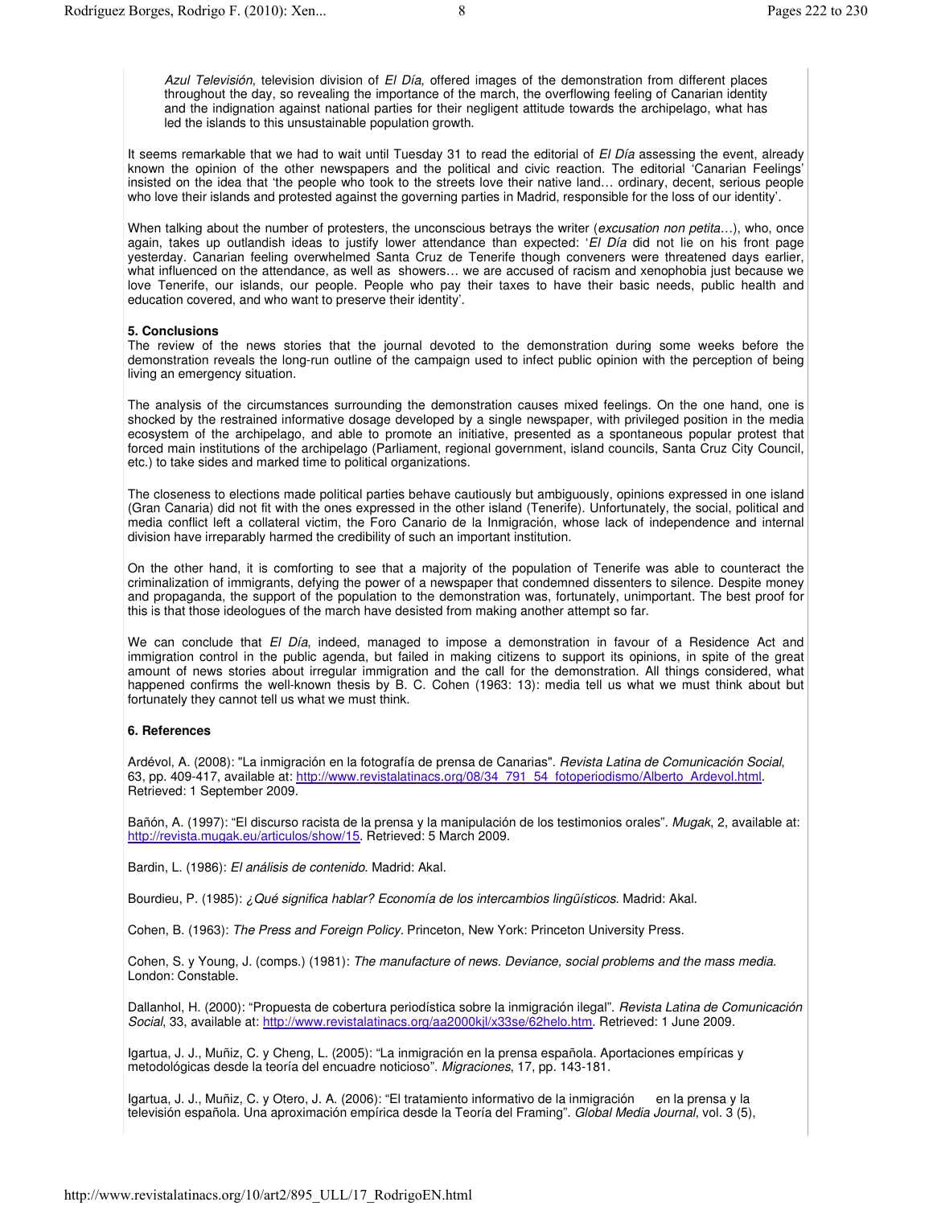*Azul Televisión*, television division of *El Día*, offered images of the demonstration from different places throughout the day, so revealing the importance of the march, the overflowing feeling of Canarian identity and the indignation against national parties for their negligent attitude towards the archipelago, what has led the islands to this unsustainable population growth.

It seems remarkable that we had to wait until Tuesday 31 to read the editorial of *El Día* assessing the event, already known the opinion of the other newspapers and the political and civic reaction. The editorial 'Canarian Feelings' insisted on the idea that 'the people who took to the streets love their native land… ordinary, decent, serious people who love their islands and protested against the governing parties in Madrid, responsible for the loss of our identity'.

When talking about the number of protesters, the unconscious betrays the writer (*excusation non petita…*), who, once again, takes up outlandish ideas to justify lower attendance than expected: '*El Día* did not lie on his front page yesterday. Canarian feeling overwhelmed Santa Cruz de Tenerife though conveners were threatened days earlier, what influenced on the attendance, as well as showers… we are accused of racism and xenophobia just because we love Tenerife, our islands, our people. People who pay their taxes to have their basic needs, public health and education covered, and who want to preserve their identity'.

## 5. Conclusions

The review of the news stories that the journal devoted to the demonstration during some weeks before the demonstration reveals the long-run outline of the campaign used to infect public opinion with the perception of being living an emergency situation.

The analysis of the circumstances surrounding the demonstration causes mixed feelings. On the one hand, one is shocked by the restrained informative dosage developed by a single newspaper, with privileged position in the media ecosystem of the archipelago, and able to promote an initiative, presented as a spontaneous popular protest that forced main institutions of the archipelago (Parliament, regional government, island councils, Santa Cruz City Council, etc.) to take sides and marked time to political organizations.

The closeness to elections made political parties behave cautiously but ambiguously, opinions expressed in one island (Gran Canaria) did not fit with the ones expressed in the other island (Tenerife). Unfortunately, the social, political and media conflict left a collateral victim, the Foro Canario de la Inmigración, whose lack of independence and internal division have irreparably harmed the credibility of such an important institution.

On the other hand, it is comforting to see that a majority of the population of Tenerife was able to counteract the criminalization of immigrants, defying the power of a newspaper that condemned dissenters to silence. Despite money and propaganda, the support of the population to the demonstration was, fortunately, unimportant. The best proof for this is that those ideologues of the march have desisted from making another attempt so far.

We can conclude that *El Día*, indeed, managed to impose a demonstration in favour of a Residence Act and immigration control in the public agenda, but failed in making citizens to support its opinions, in spite of the great amount of news stories about irregular immigration and the call for the demonstration. All things considered, what happened confirms the well-known thesis by B. C. Cohen (1963: 13): media tell us what we must think about but fortunately they cannot tell us what we must think.

## 6. References

Ardévol, A. (2008): "La inmigración en la fotografía de prensa de Canarias". *Revista Latina de Comunicación Social*, 63, pp. 409-417, available at: http://www.revistalatinacs.org/08/34_791_54_fotoperiodismo/Alberto_Ardevol.html. Retrieved: 1 September 2009.

Bañón, A. (1997): "El discurso racista de la prensa y la manipulación de los testimonios orales". *Mugak*, 2, available at: http://revista.mugak.eu/articulos/show/15. Retrieved: 5 March 2009.

Bardin, L. (1986): *El análisis de contenido*. Madrid: Akal.

Bourdieu, P. (1985): *¿Qué significa hablar? Economía de los intercambios lingüísticos*. Madrid: Akal.

Cohen, B. (1963): *The Press and Foreign Policy*. Princeton, New York: Princeton University Press.

Cohen, S. y Young, J. (comps.) (1981): *The manufacture of news. Deviance, social problems and the mass media*. London: Constable.

Dallanhol, H. (2000): "Propuesta de cobertura periodística sobre la inmigración ilegal". *Revista Latina de Comunicación Social*, 33, available at: http://www.revistalatinacs.org/aa2000kjl/x33se/62helo.htm. Retrieved: 1 June 2009.

Igartua, J. J., Muñiz, C. y Cheng, L. (2005): "La inmigración en la prensa española. Aportaciones empíricas y metodológicas desde la teoría del encuadre noticioso". *Migraciones*, 17, pp. 143-181.

Igartua, J. J., Muñiz, C. y Otero, J. A. (2006): "El tratamiento informativo de la inmigración en la prensa y la televisión española. Una aproximación empírica desde la Teoría del Framing". *Global Media Journal*, vol. 3 (5),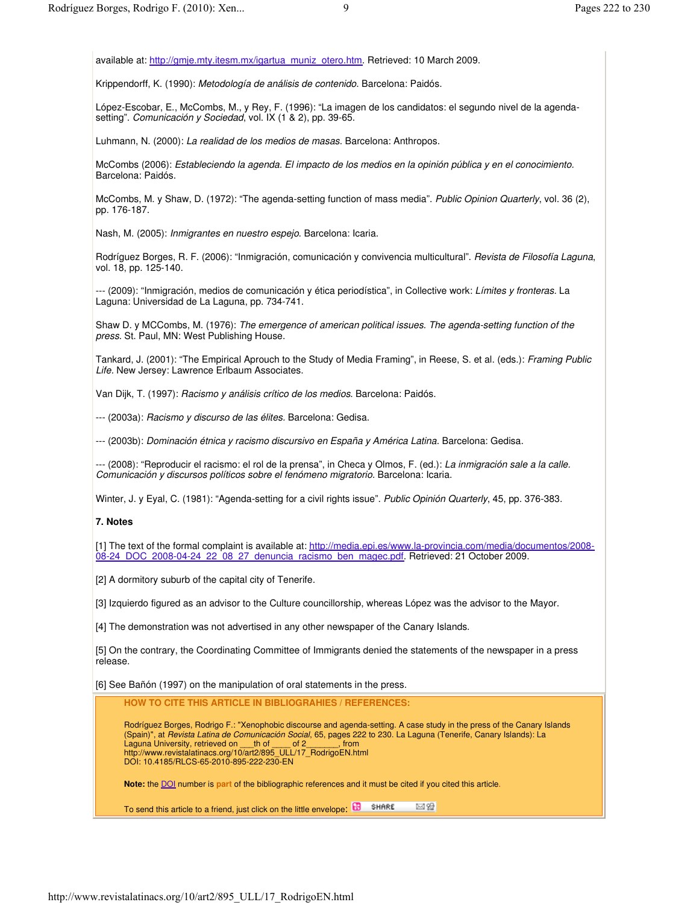available at: http://gmje.mty.itesm.mx/igartua_muniz_otero.htm. Retrieved: 10 March 2009.

Krippendorff, K. (1990): *Metodología de análisis de contenido.* Barcelona: Paidós.

López-Escobar, E., McCombs, M., y Rey, F. (1996): "La imagen de los candidatos: el segundo nivel de la agenda-setting". *Comunicación y Sociedad*, vol. IX (1 & 2), pp. 39-65.

Luhmann, N. (2000): *La realidad de los medios de masas.* Barcelona: Anthropos.

McCombs (2006): *Estableciendo la agenda. El impacto de los medios en la opinión pública y en el conocimiento.* Barcelona: Paidós.

McCombs, M. y Shaw, D. (1972): "The agenda-setting function of mass media". *Public Opinion Quarterly*, vol. 36 (2), pp. 176-187.

Nash, M. (2005): *Inmigrantes en nuestro espejo.* Barcelona: Icaria.

Rodríguez Borges, R. F. (2006): "Inmigración, comunicación y convivencia multicultural". *Revista de Filosofía Laguna*, vol. 18, pp. 125-140.

--- (2009): "Inmigración, medios de comunicación y ética periodística", in Collective work: *Límites y fronteras.* La Laguna: Universidad de La Laguna, pp. 734-741.

Shaw D. y MCCombs, M. (1976): *The emergence of american political issues. The agenda-setting function of the press.* St. Paul, MN: West Publishing House.

Tankard, J. (2001): "The Empirical Aprouch to the Study of Media Framing", in Reese, S. et al. (eds.): *Framing Public Life.* New Jersey: Lawrence Erlbaum Associates.

Van Dijk, T. (1997): *Racismo y análisis crítico de los medios.* Barcelona: Paidós.

--- (2003a): *Racismo y discurso de las élites.* Barcelona: Gedisa.

--- (2003b): *Dominación étnica y racismo discursivo en España y América Latina.* Barcelona: Gedisa.

--- (2008): "Reproducir el racismo: el rol de la prensa", in Checa y Olmos, F. (ed.): *La inmigración sale a la calle. Comunicación y discursos políticos sobre el fenómeno migratorio.* Barcelona: Icaria.

Winter, J. y Eyal, C. (1981): "Agenda-setting for a civil rights issue". *Public Opinión Quarterly*, 45, pp. 376-383.

## 7. Notes

[1] The text of the formal complaint is available at: http://media.epi.es/www.la-provincia.com/media/documentos/2008-08-24_DOC_2008-04-24_22_08_27_denuncia_racismo_ben_magec.pdf. Retrieved: 21 October 2009.

[2] A dormitory suburb of the capital city of Tenerife.

[3] Izquierdo figured as an advisor to the Culture councillorship, whereas López was the advisor to the Mayor.

[4] The demonstration was not advertised in any other newspaper of the Canary Islands.

[5] On the contrary, the Coordinating Committee of Immigrants denied the statements of the newspaper in a press release.

[6] See Bañón (1997) on the manipulation of oral statements in the press.

**HOW TO CITE THIS ARTICLE IN BIBLIOGRAHIES / REFERENCES:**

Rodríguez Borges, Rodrigo F.: "Xenophobic discourse and agenda-setting. A case study in the press of the Canary Islands (Spain)", at *Revista Latina de Comunicación Social*, 65, pages 222 to 230. La Laguna (Tenerife, Canary Islands): La Laguna University, retrieved on ___th of ____ of 2_______, from http://www.revistalatinacs.org/10/art2/895_ULL/17_RodrigoEN.html
DOI: 10.4185/RLCS-65-2010-895-222-230-EN

**Note:** the DOI number is **part** of the bibliographic references and it must be cited if you cited this article.

To send this article to a friend, just click on the little envelope: SHARE